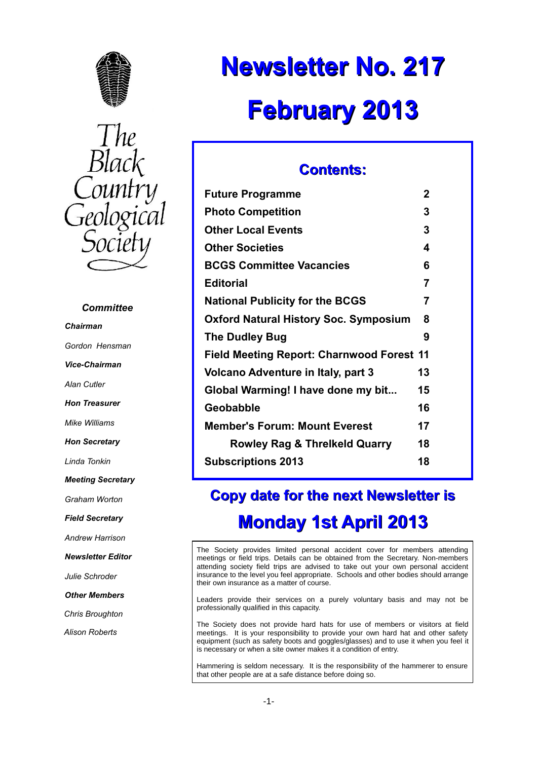The Black Country Geological Society

# Newsletter No. 217

# February 2013

## Contents:

| | |
|---|---|
| **Future Programme** | **2** |
| **Photo Competition** | **3** |
| **Other Local Events** | **3** |
| **Other Societies** | **4** |
| **BCGS Committee Vacancies** | **6** |
| **Editorial** | **7** |
| **National Publicity for the BCGS** | **7** |
| **Oxford Natural History Soc. Symposium** | **8** |
| **The Dudley Bug** | **9** |
| **Field Meeting Report: Charnwood Forest** | **11** |
| **Volcano Adventure in Italy, part 3** | **13** |
| **Global Warming! I have done my bit...** | **15** |
| **Geobabble** | **16** |
| **Member's Forum: Mount Everest** | **17** |
| **Rowley Rag & Threlkeld Quarry** | **18** |
| **Subscriptions 2013** | **18** |

## Copy date for the next Newsletter is

## Monday 1st April 2013

### *Committee*

***Chairman***

*Gordon Hensman*

***Vice-Chairman***

*Alan Cutler*

***Hon Treasurer***

*Mike Williams*

***Hon Secretary***

*Linda Tonkin*

***Meeting Secretary***

*Graham Worton*

***Field Secretary***

*Andrew Harrison*

***Newsletter Editor***

*Julie Schroder*

***Other Members***

*Chris Broughton*

*Alison Roberts*

The Society provides limited personal accident cover for members attending meetings or field trips. Details can be obtained from the Secretary. Non-members attending society field trips are advised to take out your own personal accident insurance to the level you feel appropriate. Schools and other bodies should arrange their own insurance as a matter of course.

Leaders provide their services on a purely voluntary basis and may not be professionally qualified in this capacity.

The Society does not provide hard hats for use of members or visitors at field meetings. It is your responsibility to provide your own hard hat and other safety equipment (such as safety boots and goggles/glasses) and to use it when you feel it is necessary or when a site owner makes it a condition of entry.

Hammering is seldom necessary. It is the responsibility of the hammerer to ensure that other people are at a safe distance before doing so.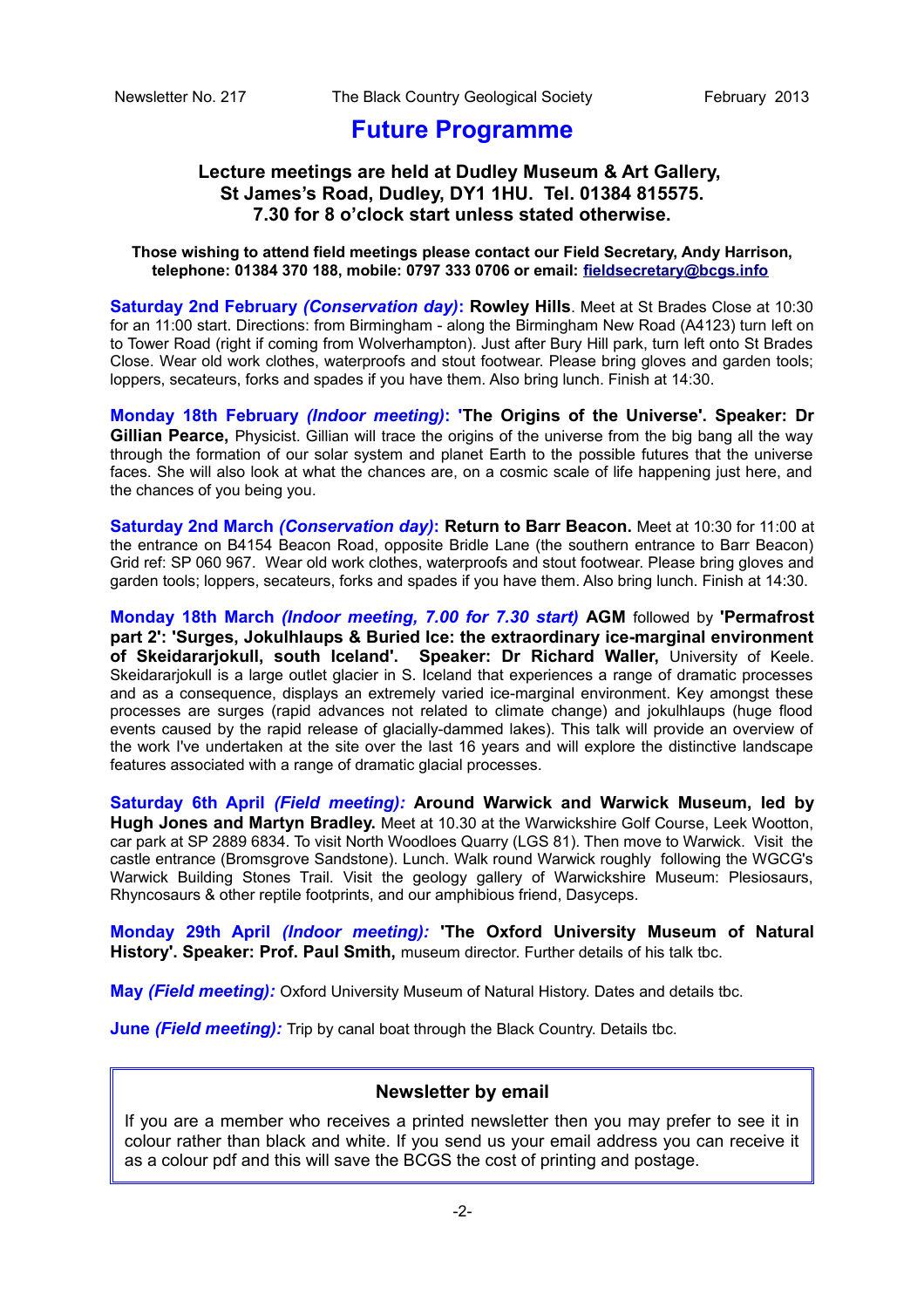# Future Programme

**Lecture meetings are held at Dudley Museum & Art Gallery, St James's Road, Dudley, DY1 1HU. Tel. 01384 815575. 7.30 for 8 o'clock start unless stated otherwise.**

**Those wishing to attend field meetings please contact our Field Secretary, Andy Harrison, telephone: 01384 370 188, mobile: 0797 333 0706 or email: fieldsecretary@bcgs.info**

**Saturday 2nd February *(Conservation day)*: Rowley Hills**. Meet at St Brades Close at 10:30 for an 11:00 start. Directions: from Birmingham - along the Birmingham New Road (A4123) turn left on to Tower Road (right if coming from Wolverhampton). Just after Bury Hill park, turn left onto St Brades Close. Wear old work clothes, waterproofs and stout footwear. Please bring gloves and garden tools; loppers, secateurs, forks and spades if you have them. Also bring lunch. Finish at 14:30.

**Monday 18th February *(Indoor meeting)*: 'The Origins of the Universe'. Speaker: Dr Gillian Pearce,** Physicist. Gillian will trace the origins of the universe from the big bang all the way through the formation of our solar system and planet Earth to the possible futures that the universe faces. She will also look at what the chances are, on a cosmic scale of life happening just here, and the chances of you being you.

**Saturday 2nd March *(Conservation day)*: Return to Barr Beacon.** Meet at 10:30 for 11:00 at the entrance on B4154 Beacon Road, opposite Bridle Lane (the southern entrance to Barr Beacon) Grid ref: SP 060 967. Wear old work clothes, waterproofs and stout footwear. Please bring gloves and garden tools; loppers, secateurs, forks and spades if you have them. Also bring lunch. Finish at 14:30.

**Monday 18th March *(Indoor meeting, 7.00 for 7.30 start)* AGM** followed by **'Permafrost part 2': 'Surges, Jokulhlaups & Buried Ice: the extraordinary ice-marginal environment of Skeidararjokull, south Iceland'. Speaker: Dr Richard Waller,** University of Keele. Skeidararjokull is a large outlet glacier in S. Iceland that experiences a range of dramatic processes and as a consequence, displays an extremely varied ice-marginal environment. Key amongst these processes are surges (rapid advances not related to climate change) and jokulhlaups (huge flood events caused by the rapid release of glacially-dammed lakes). This talk will provide an overview of the work I've undertaken at the site over the last 16 years and will explore the distinctive landscape features associated with a range of dramatic glacial processes.

**Saturday 6th April *(Field meeting)*: Around Warwick and Warwick Museum, led by Hugh Jones and Martyn Bradley.** Meet at 10.30 at the Warwickshire Golf Course, Leek Wootton, car park at SP 2889 6834. To visit North Woodloes Quarry (LGS 81). Then move to Warwick. Visit the castle entrance (Bromsgrove Sandstone). Lunch. Walk round Warwick roughly following the WGCG's Warwick Building Stones Trail. Visit the geology gallery of Warwickshire Museum: Plesiosaurs, Rhyncosaurs & other reptile footprints, and our amphibious friend, Dasyceps.

**Monday 29th April *(Indoor meeting)*: 'The Oxford University Museum of Natural History'. Speaker: Prof. Paul Smith,** museum director. Further details of his talk tbc.

**May *(Field meeting)*:** Oxford University Museum of Natural History. Dates and details tbc.

**June *(Field meeting)*:** Trip by canal boat through the Black Country. Details tbc.

### Newsletter by email

If you are a member who receives a printed newsletter then you may prefer to see it in colour rather than black and white. If you send us your email address you can receive it as a colour pdf and this will save the BCGS the cost of printing and postage.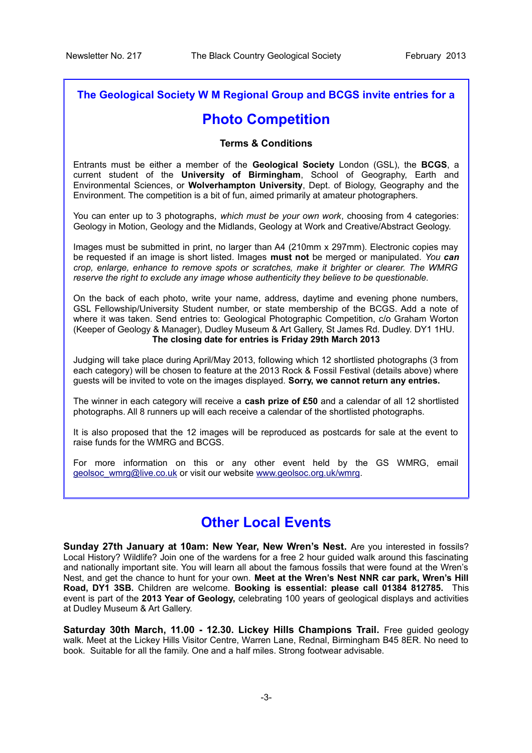**The Geological Society W M Regional Group and BCGS invite entries for a**

## Photo Competition

**Terms & Conditions**

Entrants must be either a member of the **Geological Society** London (GSL), the **BCGS**, a current student of the **University of Birmingham**, School of Geography, Earth and Environmental Sciences, or **Wolverhampton University**, Dept. of Biology, Geography and the Environment. The competition is a bit of fun, aimed primarily at amateur photographers.

You can enter up to 3 photographs, *which must be your own work*, choosing from 4 categories: Geology in Motion, Geology and the Midlands, Geology at Work and Creative/Abstract Geology.

Images must be submitted in print, no larger than A4 (210mm x 297mm). Electronic copies may be requested if an image is short listed. Images **must not** be merged or manipulated. *You **can** crop, enlarge, enhance to remove spots or scratches, make it brighter or clearer. The WMRG reserve the right to exclude any image whose authenticity they believe to be questionable.*

On the back of each photo, write your name, address, daytime and evening phone numbers, GSL Fellowship/University Student number, or state membership of the BCGS. Add a note of where it was taken. Send entries to: Geological Photographic Competition, c/o Graham Worton (Keeper of Geology & Manager), Dudley Museum & Art Gallery, St James Rd. Dudley. DY1 1HU.
**The closing date for entries is Friday 29th March 2013**

Judging will take place during April/May 2013, following which 12 shortlisted photographs (3 from each category) will be chosen to feature at the 2013 Rock & Fossil Festival (details above) where guests will be invited to vote on the images displayed. **Sorry, we cannot return any entries.**

The winner in each category will receive a **cash prize of £50** and a calendar of all 12 shortlisted photographs. All 8 runners up will each receive a calendar of the shortlisted photographs.

It is also proposed that the 12 images will be reproduced as postcards for sale at the event to raise funds for the WMRG and BCGS.

For more information on this or any other event held by the GS WMRG, email geolsoc_wmrg@live.co.uk or visit our website www.geolsoc.org.uk/wmrg.

## Other Local Events

**Sunday 27th January at 10am: New Year, New Wren's Nest.** Are you interested in fossils? Local History? Wildlife? Join one of the wardens for a free 2 hour guided walk around this fascinating and nationally important site. You will learn all about the famous fossils that were found at the Wren's Nest, and get the chance to hunt for your own. **Meet at the Wren's Nest NNR car park, Wren's Hill Road, DY1 3SB.** Children are welcome. **Booking is essential: please call 01384 812785.** This event is part of the **2013 Year of Geology,** celebrating 100 years of geological displays and activities at Dudley Museum & Art Gallery.

**Saturday 30th March, 11.00 - 12.30. Lickey Hills Champions Trail.** Free guided geology walk. Meet at the Lickey Hills Visitor Centre, Warren Lane, Rednal, Birmingham B45 8ER. No need to book. Suitable for all the family. One and a half miles. Strong footwear advisable.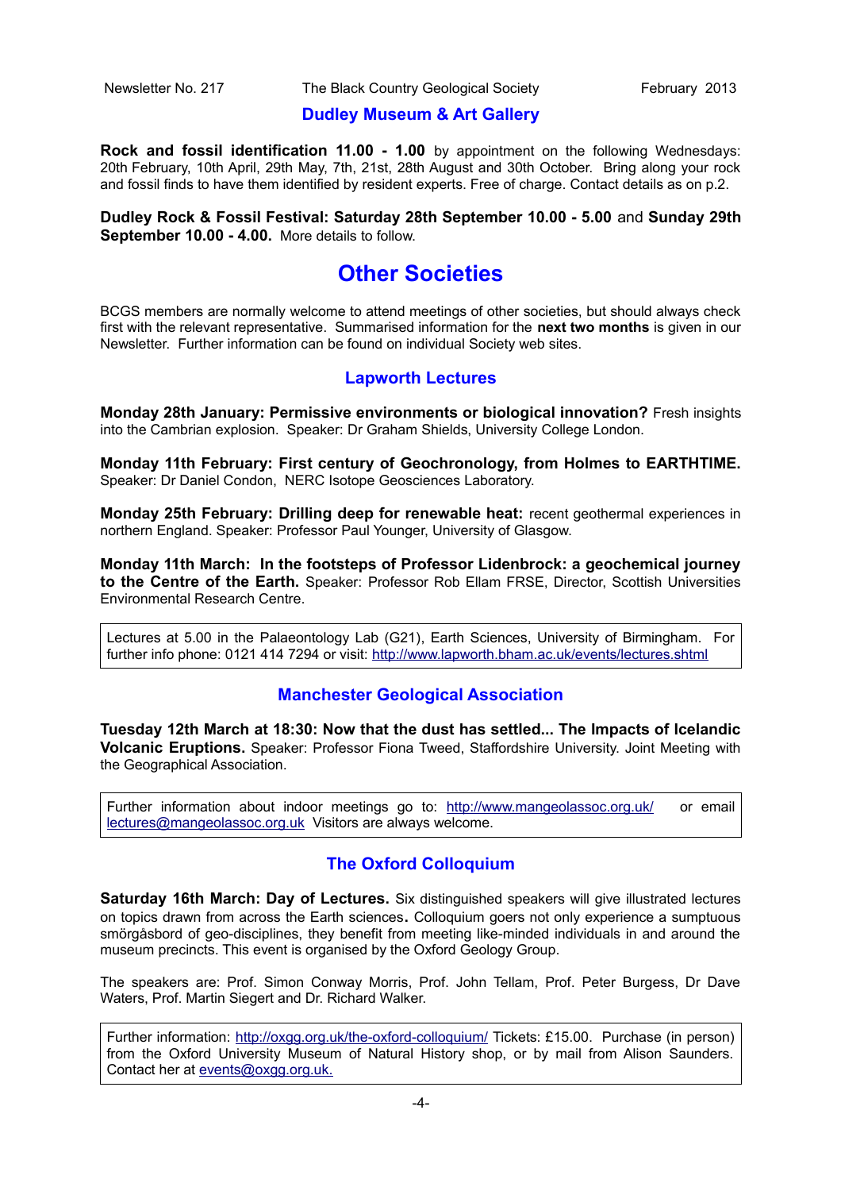## Dudley Museum & Art Gallery

**Rock and fossil identification 11.00 - 1.00** by appointment on the following Wednesdays: 20th February, 10th April, 29th May, 7th, 21st, 28th August and 30th October. Bring along your rock and fossil finds to have them identified by resident experts. Free of charge. Contact details as on p.2.

**Dudley Rock & Fossil Festival: Saturday 28th September 10.00 - 5.00** and **Sunday 29th September 10.00 - 4.00.** More details to follow.

# Other Societies

BCGS members are normally welcome to attend meetings of other societies, but should always check first with the relevant representative. Summarised information for the **next two months** is given in our Newsletter. Further information can be found on individual Society web sites.

## Lapworth Lectures

**Monday 28th January: Permissive environments or biological innovation?** Fresh insights into the Cambrian explosion. Speaker: Dr Graham Shields, University College London.

**Monday 11th February: First century of Geochronology, from Holmes to EARTHTIME.** Speaker: Dr Daniel Condon, NERC Isotope Geosciences Laboratory.

**Monday 25th February: Drilling deep for renewable heat:** recent geothermal experiences in northern England. Speaker: Professor Paul Younger, University of Glasgow.

**Monday 11th March: In the footsteps of Professor Lidenbrock: a geochemical journey to the Centre of the Earth.** Speaker: Professor Rob Ellam FRSE, Director, Scottish Universities Environmental Research Centre.

Lectures at 5.00 in the Palaeontology Lab (G21), Earth Sciences, University of Birmingham. For further info phone: 0121 414 7294 or visit: http://www.lapworth.bham.ac.uk/events/lectures.shtml

## Manchester Geological Association

**Tuesday 12th March at 18:30: Now that the dust has settled... The Impacts of Icelandic Volcanic Eruptions.** Speaker: Professor Fiona Tweed, Staffordshire University. Joint Meeting with the Geographical Association.

Further information about indoor meetings go to: http://www.mangeolassoc.org.uk/ or email lectures@mangeolassoc.org.uk Visitors are always welcome.

## The Oxford Colloquium

**Saturday 16th March: Day of Lectures.** Six distinguished speakers will give illustrated lectures on topics drawn from across the Earth sciences**.** Colloquium goers not only experience a sumptuous smörgåsbord of geo-disciplines, they benefit from meeting like-minded individuals in and around the museum precincts. This event is organised by the Oxford Geology Group.

The speakers are: Prof. Simon Conway Morris, Prof. John Tellam, Prof. Peter Burgess, Dr Dave Waters, Prof. Martin Siegert and Dr. Richard Walker.

Further information: http://oxgg.org.uk/the-oxford-colloquium/ Tickets: £15.00. Purchase (in person) from the Oxford University Museum of Natural History shop, or by mail from Alison Saunders. Contact her at events@oxgg.org.uk.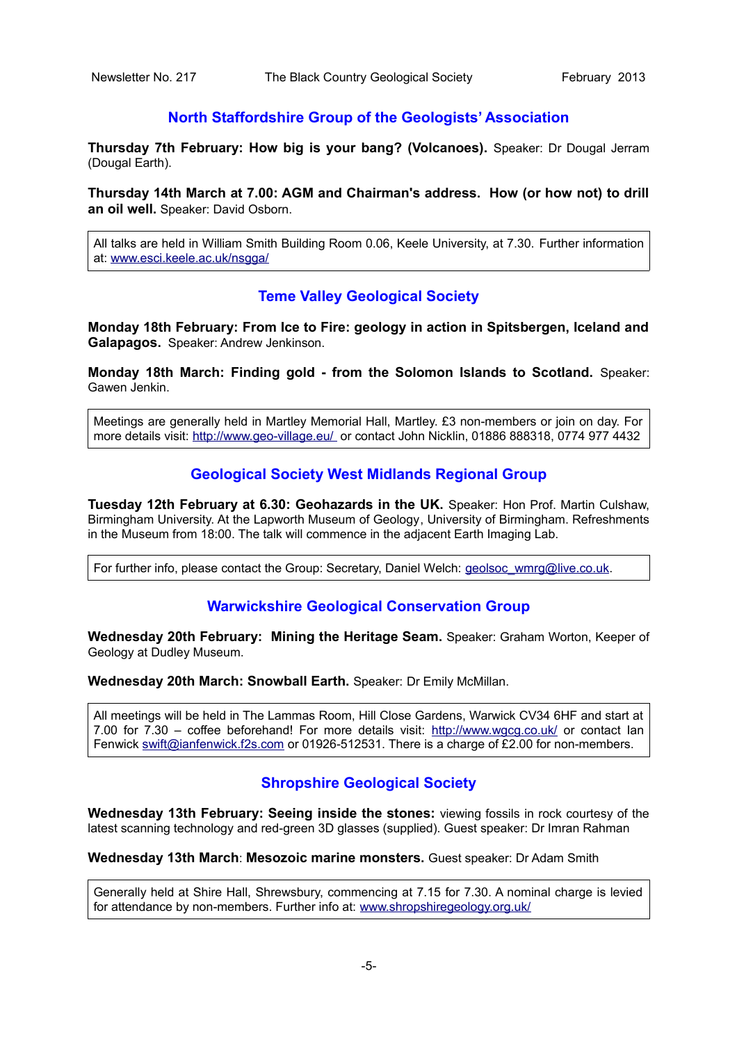## North Staffordshire Group of the Geologists' Association

**Thursday 7th February: How big is your bang? (Volcanoes).** Speaker: Dr Dougal Jerram (Dougal Earth).

**Thursday 14th March at 7.00: AGM and Chairman's address. How (or how not) to drill an oil well.** Speaker: David Osborn.

> All talks are held in William Smith Building Room 0.06, Keele University, at 7.30. Further information at: www.esci.keele.ac.uk/nsgga/

## Teme Valley Geological Society

**Monday 18th February: From Ice to Fire: geology in action in Spitsbergen, Iceland and Galapagos.** Speaker: Andrew Jenkinson.

**Monday 18th March: Finding gold - from the Solomon Islands to Scotland.** Speaker: Gawen Jenkin.

> Meetings are generally held in Martley Memorial Hall, Martley. £3 non-members or join on day. For more details visit: http://www.geo-village.eu/ or contact John Nicklin, 01886 888318, 0774 977 4432

## Geological Society West Midlands Regional Group

**Tuesday 12th February at 6.30: Geohazards in the UK.** Speaker: Hon Prof. Martin Culshaw, Birmingham University. At the Lapworth Museum of Geology, University of Birmingham. Refreshments in the Museum from 18:00. The talk will commence in the adjacent Earth Imaging Lab.

> For further info, please contact the Group: Secretary, Daniel Welch: geolsoc_wmrg@live.co.uk.

## Warwickshire Geological Conservation Group

**Wednesday 20th February: Mining the Heritage Seam.** Speaker: Graham Worton, Keeper of Geology at Dudley Museum.

**Wednesday 20th March: Snowball Earth.** Speaker: Dr Emily McMillan.

> All meetings will be held in The Lammas Room, Hill Close Gardens, Warwick CV34 6HF and start at 7.00 for 7.30 – coffee beforehand! For more details visit: http://www.wgcg.co.uk/ or contact Ian Fenwick swift@ianfenwick.f2s.com or 01926-512531. There is a charge of £2.00 for non-members.

## Shropshire Geological Society

**Wednesday 13th February: Seeing inside the stones:** viewing fossils in rock courtesy of the latest scanning technology and red-green 3D glasses (supplied). Guest speaker: Dr Imran Rahman

**Wednesday 13th March**: **Mesozoic marine monsters.** Guest speaker: Dr Adam Smith

> Generally held at Shire Hall, Shrewsbury, commencing at 7.15 for 7.30. A nominal charge is levied for attendance by non-members. Further info at: www.shropshiregeology.org.uk/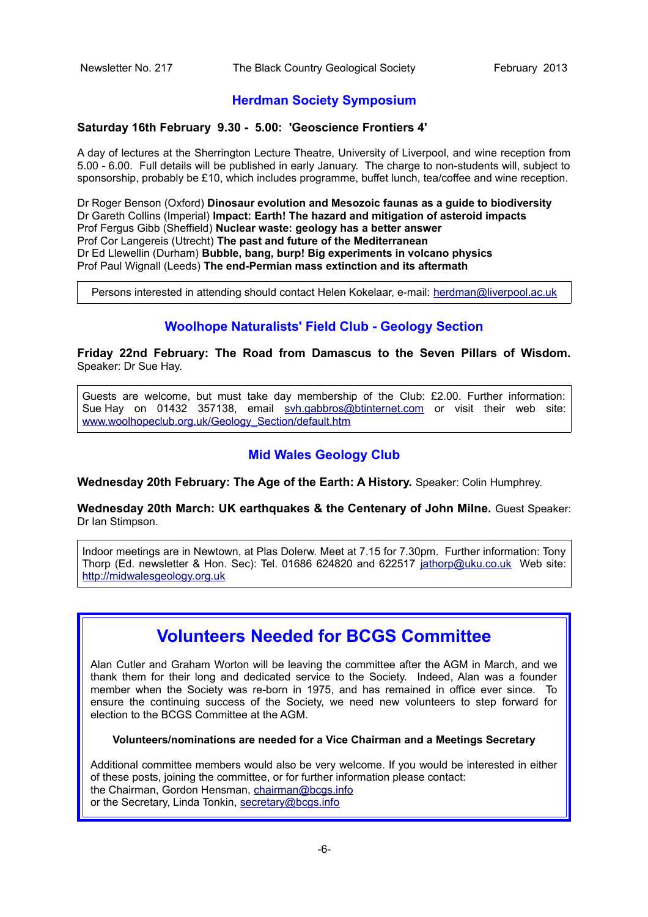## Herdman Society Symposium

**Saturday 16th February 9.30 - 5.00: 'Geoscience Frontiers 4'**

A day of lectures at the Sherrington Lecture Theatre, University of Liverpool, and wine reception from 5.00 - 6.00. Full details will be published in early January. The charge to non-students will, subject to sponsorship, probably be £10, which includes programme, buffet lunch, tea/coffee and wine reception.

Dr Roger Benson (Oxford) **Dinosaur evolution and Mesozoic faunas as a guide to biodiversity**
Dr Gareth Collins (Imperial) **Impact: Earth! The hazard and mitigation of asteroid impacts**
Prof Fergus Gibb (Sheffield) **Nuclear waste: geology has a better answer**
Prof Cor Langereis (Utrecht) **The past and future of the Mediterranean**
Dr Ed Llewellin (Durham) **Bubble, bang, burp! Big experiments in volcano physics**
Prof Paul Wignall (Leeds) **The end-Permian mass extinction and its aftermath**

Persons interested in attending should contact Helen Kokelaar, e-mail: herdman@liverpool.ac.uk

## Woolhope Naturalists' Field Club - Geology Section

**Friday 22nd February: The Road from Damascus to the Seven Pillars of Wisdom.** Speaker: Dr Sue Hay.

Guests are welcome, but must take day membership of the Club: £2.00. Further information: Sue Hay on 01432 357138, email svh.gabbros@btinternet.com or visit their web site: www.woolhopeclub.org.uk/Geology_Section/default.htm

## Mid Wales Geology Club

**Wednesday 20th February: The Age of the Earth: A History.** Speaker: Colin Humphrey.

**Wednesday 20th March: UK earthquakes & the Centenary of John Milne.** Guest Speaker: Dr Ian Stimpson.

Indoor meetings are in Newtown, at Plas Dolerw. Meet at 7.15 for 7.30pm. Further information: Tony Thorp (Ed. newsletter & Hon. Sec): Tel. 01686 624820 and 622517 jathorp@uku.co.uk Web site: http://midwalesgeology.org.uk

## Volunteers Needed for BCGS Committee

Alan Cutler and Graham Worton will be leaving the committee after the AGM in March, and we thank them for their long and dedicated service to the Society. Indeed, Alan was a founder member when the Society was re-born in 1975, and has remained in office ever since. To ensure the continuing success of the Society, we need new volunteers to step forward for election to the BCGS Committee at the AGM.

**Volunteers/nominations are needed for a Vice Chairman and a Meetings Secretary**

Additional committee members would also be very welcome. If you would be interested in either of these posts, joining the committee, or for further information please contact:
the Chairman, Gordon Hensman, chairman@bcgs.info
or the Secretary, Linda Tonkin, secretary@bcgs.info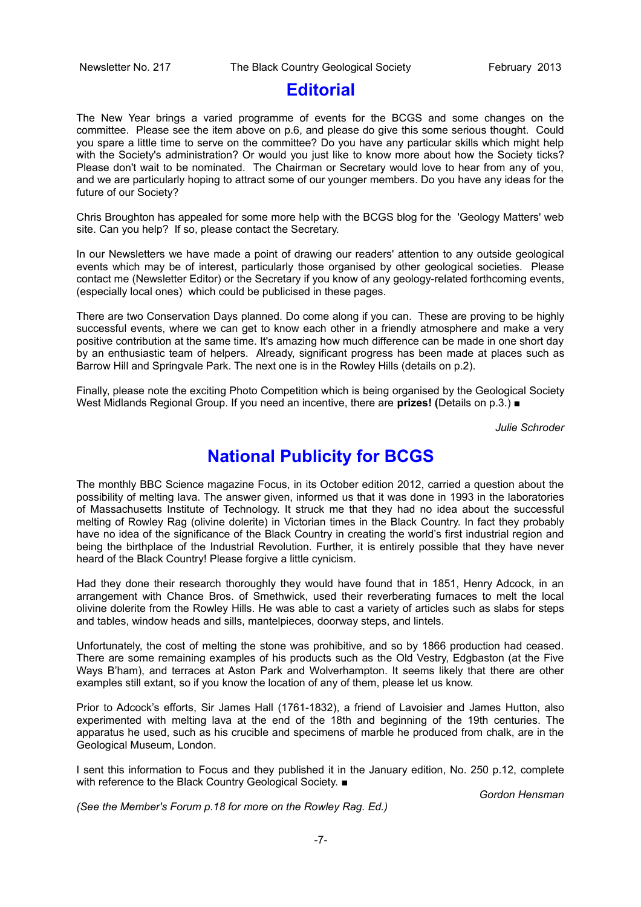# Editorial

The New Year brings a varied programme of events for the BCGS and some changes on the committee. Please see the item above on p.6, and please do give this some serious thought. Could you spare a little time to serve on the committee? Do you have any particular skills which might help with the Society's administration? Or would you just like to know more about how the Society ticks? Please don't wait to be nominated. The Chairman or Secretary would love to hear from any of you, and we are particularly hoping to attract some of our younger members. Do you have any ideas for the future of our Society?

Chris Broughton has appealed for some more help with the BCGS blog for the 'Geology Matters' web site. Can you help? If so, please contact the Secretary.

In our Newsletters we have made a point of drawing our readers' attention to any outside geological events which may be of interest, particularly those organised by other geological societies. Please contact me (Newsletter Editor) or the Secretary if you know of any geology-related forthcoming events, (especially local ones) which could be publicised in these pages.

There are two Conservation Days planned. Do come along if you can. These are proving to be highly successful events, where we can get to know each other in a friendly atmosphere and make a very positive contribution at the same time. It's amazing how much difference can be made in one short day by an enthusiastic team of helpers. Already, significant progress has been made at places such as Barrow Hill and Springvale Park. The next one is in the Rowley Hills (details on p.2).

Finally, please note the exciting Photo Competition which is being organised by the Geological Society West Midlands Regional Group. If you need an incentive, there are **prizes! (**Details on p.3.) ■

*Julie Schroder*

# National Publicity for BCGS

The monthly BBC Science magazine Focus, in its October edition 2012, carried a question about the possibility of melting lava. The answer given, informed us that it was done in 1993 in the laboratories of Massachusetts Institute of Technology. It struck me that they had no idea about the successful melting of Rowley Rag (olivine dolerite) in Victorian times in the Black Country. In fact they probably have no idea of the significance of the Black Country in creating the world's first industrial region and being the birthplace of the Industrial Revolution. Further, it is entirely possible that they have never heard of the Black Country! Please forgive a little cynicism.

Had they done their research thoroughly they would have found that in 1851, Henry Adcock, in an arrangement with Chance Bros. of Smethwick, used their reverberating furnaces to melt the local olivine dolerite from the Rowley Hills. He was able to cast a variety of articles such as slabs for steps and tables, window heads and sills, mantelpieces, doorway steps, and lintels.

Unfortunately, the cost of melting the stone was prohibitive, and so by 1866 production had ceased. There are some remaining examples of his products such as the Old Vestry, Edgbaston (at the Five Ways B'ham), and terraces at Aston Park and Wolverhampton. It seems likely that there are other examples still extant, so if you know the location of any of them, please let us know.

Prior to Adcock's efforts, Sir James Hall (1761-1832), a friend of Lavoisier and James Hutton, also experimented with melting lava at the end of the 18th and beginning of the 19th centuries. The apparatus he used, such as his crucible and specimens of marble he produced from chalk, are in the Geological Museum, London.

I sent this information to Focus and they published it in the January edition, No. 250 p.12, complete with reference to the Black Country Geological Society. ■

*Gordon Hensman*

*(See the Member's Forum p.18 for more on the Rowley Rag. Ed.)*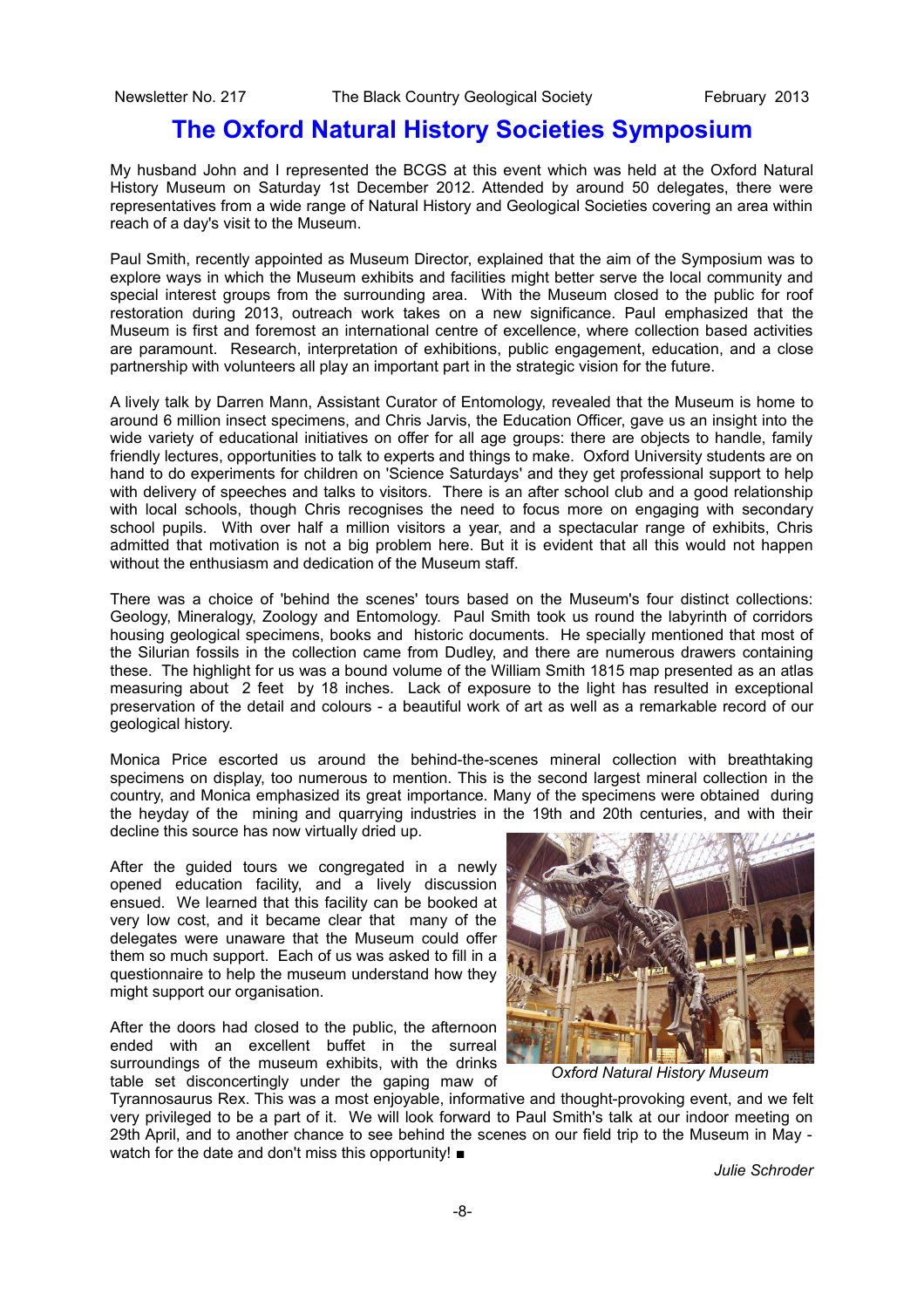# The Oxford Natural History Societies Symposium

My husband John and I represented the BCGS at this event which was held at the Oxford Natural History Museum on Saturday 1st December 2012. Attended by around 50 delegates, there were representatives from a wide range of Natural History and Geological Societies covering an area within reach of a day's visit to the Museum.

Paul Smith, recently appointed as Museum Director, explained that the aim of the Symposium was to explore ways in which the Museum exhibits and facilities might better serve the local community and special interest groups from the surrounding area. With the Museum closed to the public for roof restoration during 2013, outreach work takes on a new significance. Paul emphasized that the Museum is first and foremost an international centre of excellence, where collection based activities are paramount. Research, interpretation of exhibitions, public engagement, education, and a close partnership with volunteers all play an important part in the strategic vision for the future.

A lively talk by Darren Mann, Assistant Curator of Entomology, revealed that the Museum is home to around 6 million insect specimens, and Chris Jarvis, the Education Officer, gave us an insight into the wide variety of educational initiatives on offer for all age groups: there are objects to handle, family friendly lectures, opportunities to talk to experts and things to make. Oxford University students are on hand to do experiments for children on 'Science Saturdays' and they get professional support to help with delivery of speeches and talks to visitors. There is an after school club and a good relationship with local schools, though Chris recognises the need to focus more on engaging with secondary school pupils. With over half a million visitors a year, and a spectacular range of exhibits, Chris admitted that motivation is not a big problem here. But it is evident that all this would not happen without the enthusiasm and dedication of the Museum staff.

There was a choice of 'behind the scenes' tours based on the Museum's four distinct collections: Geology, Mineralogy, Zoology and Entomology. Paul Smith took us round the labyrinth of corridors housing geological specimens, books and historic documents. He specially mentioned that most of the Silurian fossils in the collection came from Dudley, and there are numerous drawers containing these. The highlight for us was a bound volume of the William Smith 1815 map presented as an atlas measuring about 2 feet by 18 inches. Lack of exposure to the light has resulted in exceptional preservation of the detail and colours - a beautiful work of art as well as a remarkable record of our geological history.

Monica Price escorted us around the behind-the-scenes mineral collection with breathtaking specimens on display, too numerous to mention. This is the second largest mineral collection in the country, and Monica emphasized its great importance. Many of the specimens were obtained during the heyday of the mining and quarrying industries in the 19th and 20th centuries, and with their decline this source has now virtually dried up.

After the guided tours we congregated in a newly opened education facility, and a lively discussion ensued. We learned that this facility can be booked at very low cost, and it became clear that many of the delegates were unaware that the Museum could offer them so much support. Each of us was asked to fill in a questionnaire to help the museum understand how they might support our organisation.

*Oxford Natural History Museum*

After the doors had closed to the public, the afternoon ended with an excellent buffet in the surreal surroundings of the museum exhibits, with the drinks table set disconcertingly under the gaping maw of Tyrannosaurus Rex. This was a most enjoyable, informative and thought-provoking event, and we felt very privileged to be a part of it. We will look forward to Paul Smith's talk at our indoor meeting on 29th April, and to another chance to see behind the scenes on our field trip to the Museum in May - watch for the date and don't miss this opportunity! ■

*Julie Schroder*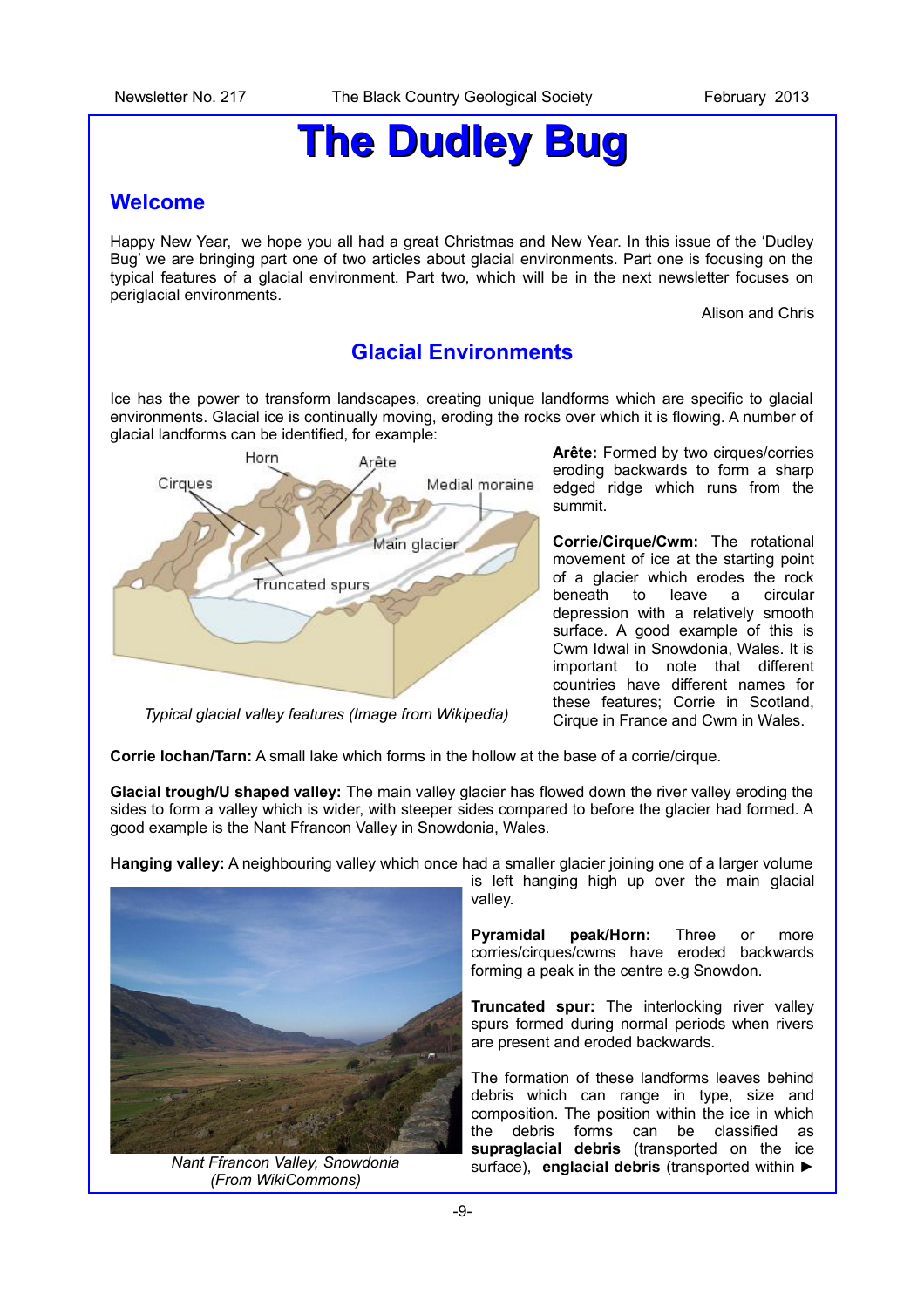# The Dudley Bug

## Welcome

Happy New Year, we hope you all had a great Christmas and New Year. In this issue of the 'Dudley Bug' we are bringing part one of two articles about glacial environments. Part one is focusing on the typical features of a glacial environment. Part two, which will be in the next newsletter focuses on periglacial environments.

Alison and Chris

## Glacial Environments

Ice has the power to transform landscapes, creating unique landforms which are specific to glacial environments. Glacial ice is continually moving, eroding the rocks over which it is flowing. A number of glacial landforms can be identified, for example:

*Typical glacial valley features (Image from Wikipedia)*

**Arête:** Formed by two cirques/corries eroding backwards to form a sharp edged ridge which runs from the summit.

**Corrie/Cirque/Cwm:** The rotational movement of ice at the starting point of a glacier which erodes the rock beneath to leave a circular depression with a relatively smooth surface. A good example of this is Cwm Idwal in Snowdonia, Wales. It is important to note that different countries have different names for these features; Corrie in Scotland, Cirque in France and Cwm in Wales.

**Corrie lochan/Tarn:** A small lake which forms in the hollow at the base of a corrie/cirque.

**Glacial trough/U shaped valley:** The main valley glacier has flowed down the river valley eroding the sides to form a valley which is wider, with steeper sides compared to before the glacier had formed. A good example is the Nant Ffrancon Valley in Snowdonia, Wales.

**Hanging valley:** A neighbouring valley which once had a smaller glacier joining one of a larger volume is left hanging high up over the main glacial valley.

*Nant Ffrancon Valley, Snowdonia (From WikiCommons)*

**Pyramidal peak/Horn:** Three or more corries/cirques/cwms have eroded backwards forming a peak in the centre e.g Snowdon.

**Truncated spur:** The interlocking river valley spurs formed during normal periods when rivers are present and eroded backwards.

The formation of these landforms leaves behind debris which can range in type, size and composition. The position within the ice in which the debris forms can be classified as **supraglacial debris** (transported on the ice surface), **englacial debris** (transported within ►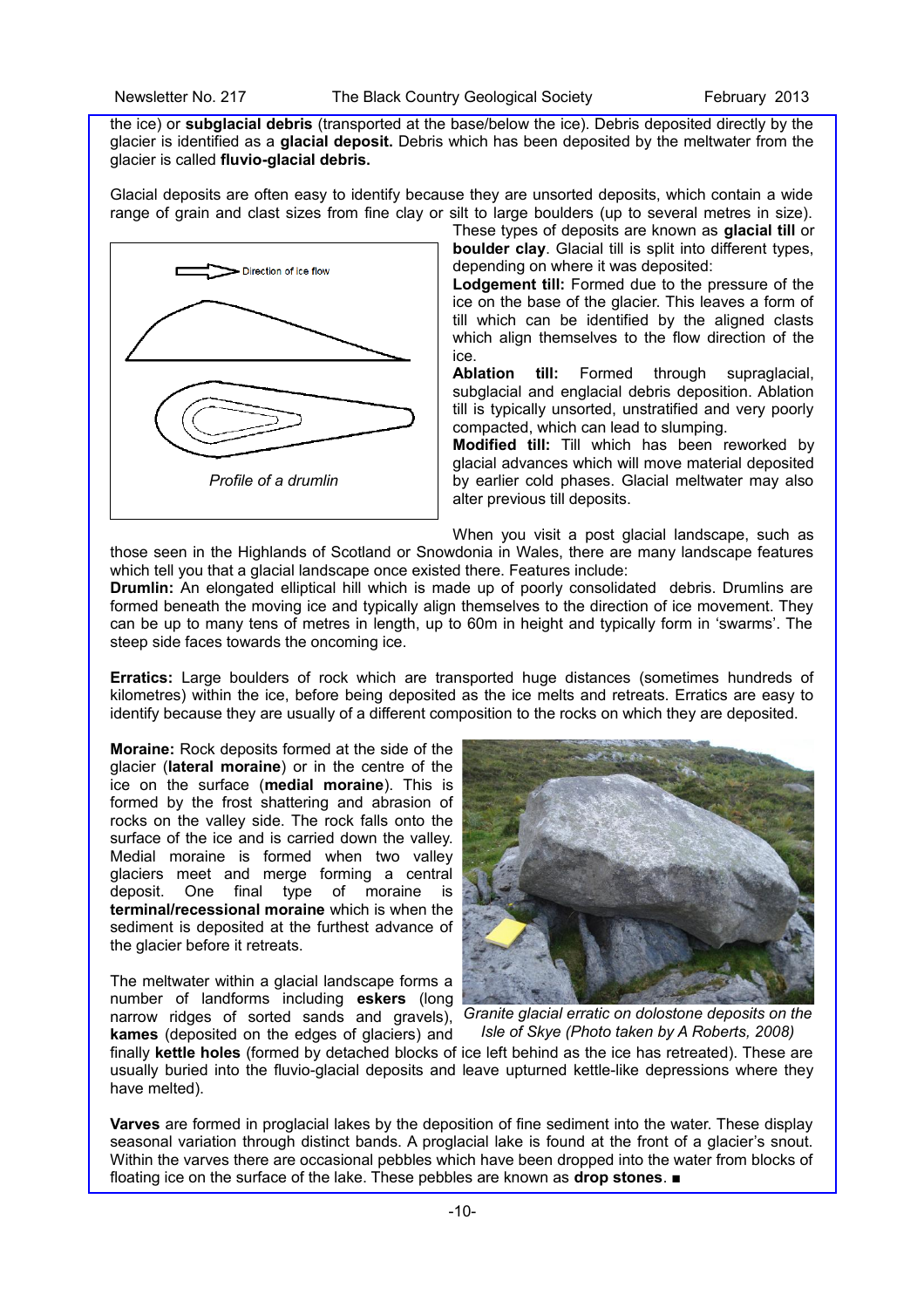the ice) or **subglacial debris** (transported at the base/below the ice). Debris deposited directly by the glacier is identified as a **glacial deposit.** Debris which has been deposited by the meltwater from the glacier is called **fluvio-glacial debris.**

Glacial deposits are often easy to identify because they are unsorted deposits, which contain a wide range of grain and clast sizes from fine clay or silt to large boulders (up to several metres in size). These types of deposits are known as **glacial till** or **boulder clay**. Glacial till is split into different types, depending on where it was deposited:

**Lodgement till:** Formed due to the pressure of the ice on the base of the glacier. This leaves a form of till which can be identified by the aligned clasts which align themselves to the flow direction of the ice.

**Ablation till:** Formed through supraglacial, subglacial and englacial debris deposition. Ablation till is typically unsorted, unstratified and very poorly compacted, which can lead to slumping.

**Modified till:** Till which has been reworked by glacial advances which will move material deposited by earlier cold phases. Glacial meltwater may also alter previous till deposits.

Direction of ice flow

*Profile of a drumlin*

When you visit a post glacial landscape, such as those seen in the Highlands of Scotland or Snowdonia in Wales, there are many landscape features which tell you that a glacial landscape once existed there. Features include:

**Drumlin:** An elongated elliptical hill which is made up of poorly consolidated debris. Drumlins are formed beneath the moving ice and typically align themselves to the direction of ice movement. They can be up to many tens of metres in length, up to 60m in height and typically form in 'swarms'. The steep side faces towards the oncoming ice.

**Erratics:** Large boulders of rock which are transported huge distances (sometimes hundreds of kilometres) within the ice, before being deposited as the ice melts and retreats. Erratics are easy to identify because they are usually of a different composition to the rocks on which they are deposited.

**Moraine:** Rock deposits formed at the side of the glacier (**lateral moraine**) or in the centre of the ice on the surface (**medial moraine**). This is formed by the frost shattering and abrasion of rocks on the valley side. The rock falls onto the surface of the ice and is carried down the valley. Medial moraine is formed when two valley glaciers meet and merge forming a central deposit. One final type of moraine is **terminal/recessional moraine** which is when the sediment is deposited at the furthest advance of the glacier before it retreats.

*Granite glacial erratic on dolostone deposits on the Isle of Skye (Photo taken by A Roberts, 2008)*

The meltwater within a glacial landscape forms a number of landforms including **eskers** (long narrow ridges of sorted sands and gravels), **kames** (deposited on the edges of glaciers) and finally **kettle holes** (formed by detached blocks of ice left behind as the ice has retreated). These are usually buried into the fluvio-glacial deposits and leave upturned kettle-like depressions where they have melted).

**Varves** are formed in proglacial lakes by the deposition of fine sediment into the water. These display seasonal variation through distinct bands. A proglacial lake is found at the front of a glacier's snout. Within the varves there are occasional pebbles which have been dropped into the water from blocks of floating ice on the surface of the lake. These pebbles are known as **drop stones**. ■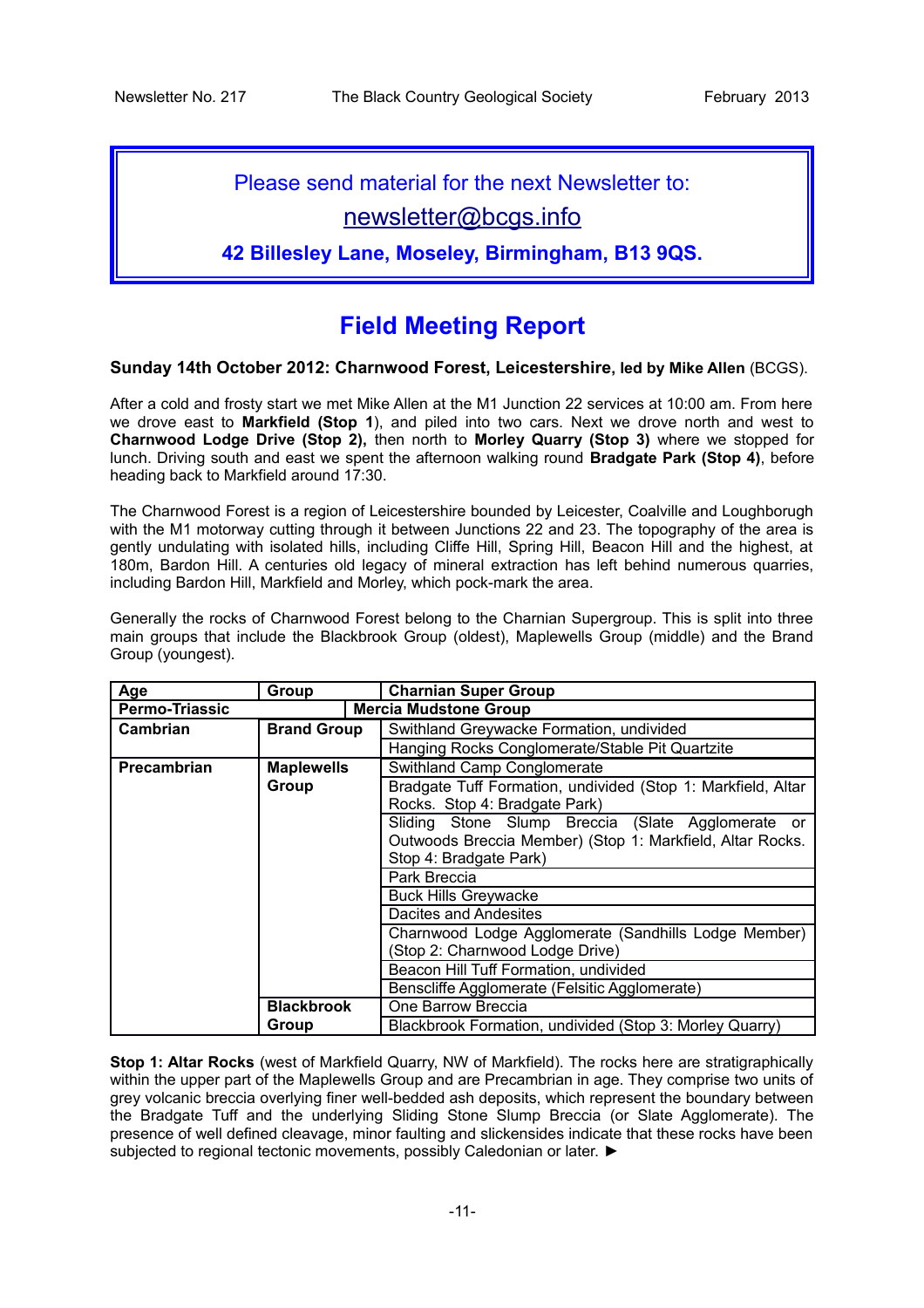Please send material for the next Newsletter to:

newsletter@bcgs.info

**42 Billesley Lane, Moseley, Birmingham, B13 9QS.**

# Field Meeting Report

**Sunday 14th October 2012: Charnwood Forest, Leicestershire, led by Mike Allen** (BCGS).

After a cold and frosty start we met Mike Allen at the M1 Junction 22 services at 10:00 am. From here we drove east to **Markfield (Stop 1**), and piled into two cars. Next we drove north and west to **Charnwood Lodge Drive (Stop 2),** then north to **Morley Quarry (Stop 3)** where we stopped for lunch. Driving south and east we spent the afternoon walking round **Bradgate Park (Stop 4)**, before heading back to Markfield around 17:30.

The Charnwood Forest is a region of Leicestershire bounded by Leicester, Coalville and Loughborough with the M1 motorway cutting through it between Junctions 22 and 23. The topography of the area is gently undulating with isolated hills, including Cliffe Hill, Spring Hill, Beacon Hill and the highest, at 180m, Bardon Hill. A centuries old legacy of mineral extraction has left behind numerous quarries, including Bardon Hill, Markfield and Morley, which pock-mark the area.

Generally the rocks of Charnwood Forest belong to the Charnian Supergroup. This is split into three main groups that include the Blackbrook Group (oldest), Maplewells Group (middle) and the Brand Group (youngest).

| Age | Group | Charnian Super Group |
|---|---|---|
| **Permo-Triassic** | **Mercia Mudstone Group** | |
| **Cambrian** | **Brand Group** | Swithland Greywacke Formation, undivided |
| | | Hanging Rocks Conglomerate/Stable Pit Quartzite |
| **Precambrian** | **Maplewells Group** | Swithland Camp Conglomerate |
| | | Bradgate Tuff Formation, undivided (Stop 1: Markfield, Altar Rocks. Stop 4: Bradgate Park) |
| | | Sliding Stone Slump Breccia (Slate Agglomerate or Outwoods Breccia Member) (Stop 1: Markfield, Altar Rocks. Stop 4: Bradgate Park) |
| | | Park Breccia |
| | | Buck Hills Greywacke |
| | | Dacites and Andesites |
| | | Charnwood Lodge Agglomerate (Sandhills Lodge Member) (Stop 2: Charnwood Lodge Drive) |
| | | Beacon Hill Tuff Formation, undivided |
| | | Benscliffe Agglomerate (Felsitic Agglomerate) |
| | **Blackbrook Group** | One Barrow Breccia |
| | | Blackbrook Formation, undivided (Stop 3: Morley Quarry) |

**Stop 1: Altar Rocks** (west of Markfield Quarry, NW of Markfield). The rocks here are stratigraphically within the upper part of the Maplewells Group and are Precambrian in age. They comprise two units of grey volcanic breccia overlying finer well-bedded ash deposits, which represent the boundary between the Bradgate Tuff and the underlying Sliding Stone Slump Breccia (or Slate Agglomerate). The presence of well defined cleavage, minor faulting and slickensides indicate that these rocks have been subjected to regional tectonic movements, possibly Caledonian or later. ►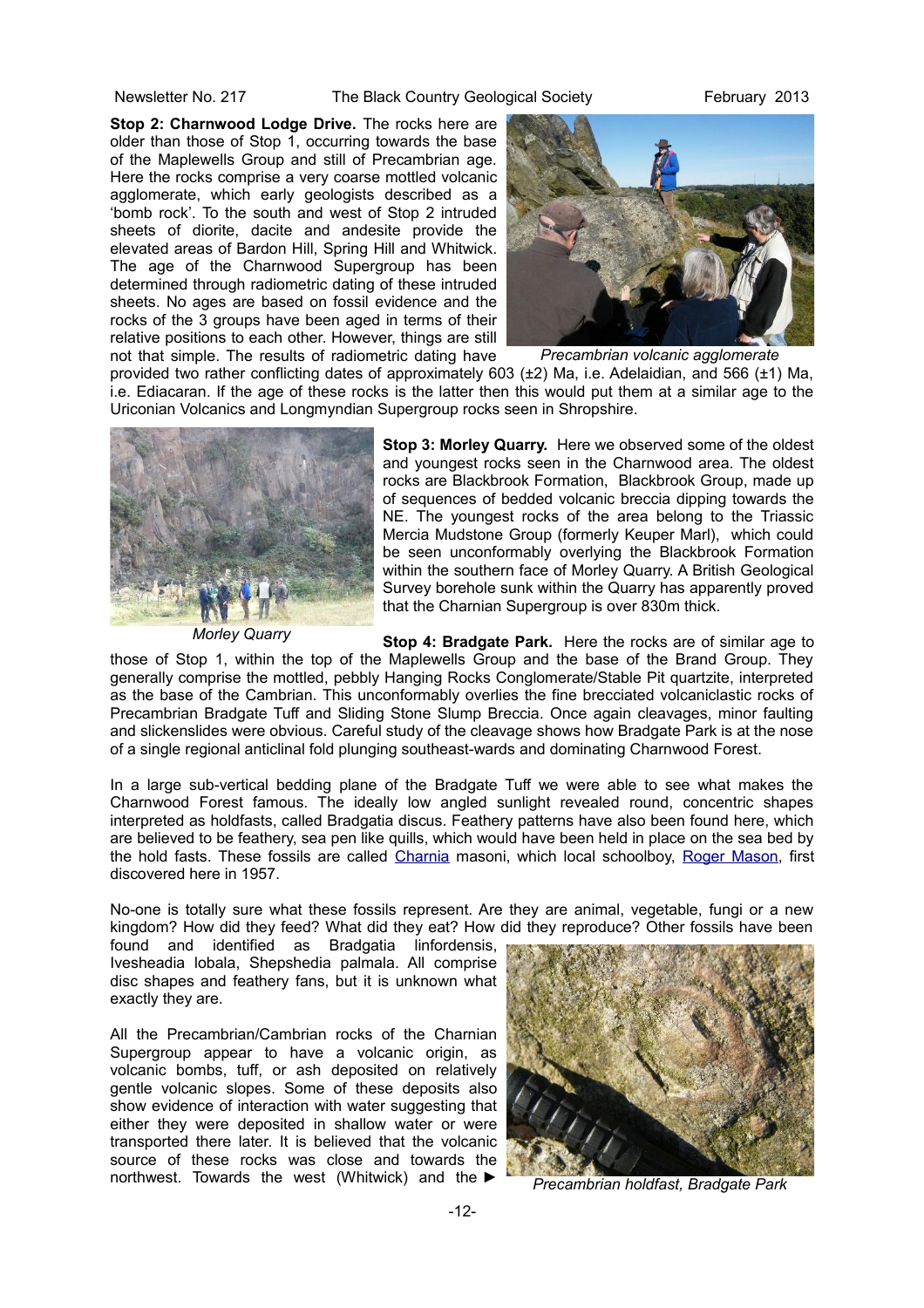**Stop 2: Charnwood Lodge Drive.** The rocks here are older than those of Stop 1, occurring towards the base of the Maplewells Group and still of Precambrian age. Here the rocks comprise a very coarse mottled volcanic agglomerate, which early geologists described as a 'bomb rock'. To the south and west of Stop 2 intruded sheets of diorite, dacite and andesite provide the elevated areas of Bardon Hill, Spring Hill and Whitwick. The age of the Charnwood Supergroup has been determined through radiometric dating of these intruded sheets. No ages are based on fossil evidence and the rocks of the 3 groups have been aged in terms of their relative positions to each other. However, things are still not that simple. The results of radiometric dating have provided two rather conflicting dates of approximately 603 (±2) Ma, i.e. Adelaidian, and 566 (±1) Ma, i.e. Ediacaran. If the age of these rocks is the latter then this would put them at a similar age to the Uriconian Volcanics and Longmyndian Supergroup rocks seen in Shropshire.

*Precambrian volcanic agglomerate*

**Stop 3: Morley Quarry.** Here we observed some of the oldest and youngest rocks seen in the Charnwood area. The oldest rocks are Blackbrook Formation, Blackbrook Group, made up of sequences of bedded volcanic breccia dipping towards the NE. The youngest rocks of the area belong to the Triassic Mercia Mudstone Group (formerly Keuper Marl), which could be seen unconformably overlying the Blackbrook Formation within the southern face of Morley Quarry. A British Geological Survey borehole sunk within the Quarry has apparently proved that the Charnian Supergroup is over 830m thick.

*Morley Quarry*

**Stop 4: Bradgate Park.** Here the rocks are of similar age to those of Stop 1, within the top of the Maplewells Group and the base of the Brand Group. They generally comprise the mottled, pebbly Hanging Rocks Conglomerate/Stable Pit quartzite, interpreted as the base of the Cambrian. This unconformably overlies the fine brecciated volcaniclastic rocks of Precambrian Bradgate Tuff and Sliding Stone Slump Breccia. Once again cleavages, minor faulting and slickenslides were obvious. Careful study of the cleavage shows how Bradgate Park is at the nose of a single regional anticlinal fold plunging southeast-wards and dominating Charnwood Forest.

In a large sub-vertical bedding plane of the Bradgate Tuff we were able to see what makes the Charnwood Forest famous. The ideally low angled sunlight revealed round, concentric shapes interpreted as holdfasts, called Bradgatia discus. Feathery patterns have also been found here, which are believed to be feathery, sea pen like quills, which would have been held in place on the sea bed by the hold fasts. These fossils are called Charnia masoni, which local schoolboy, Roger Mason, first discovered here in 1957.

No-one is totally sure what these fossils represent. Are they animal, vegetable, fungi or a new kingdom? How did they feed? What did they eat? How did they reproduce? Other fossils have been found and identified as Bradgatia linfordensis, Ivesheadia lobala, Shepshedia palmala. All comprise disc shapes and feathery fans, but it is unknown what exactly they are.

All the Precambrian/Cambrian rocks of the Charnian Supergroup appear to have a volcanic origin, as volcanic bombs, tuff, or ash deposited on relatively gentle volcanic slopes. Some of these deposits also show evidence of interaction with water suggesting that either they were deposited in shallow water or were transported there later. It is believed that the volcanic source of these rocks was close and towards the northwest. Towards the west (Whitwick) and the ►

*Precambrian holdfast, Bradgate Park*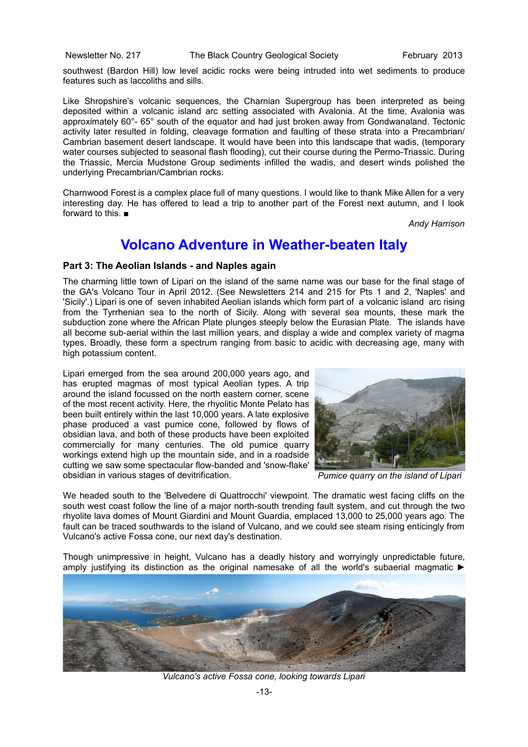southwest (Bardon Hill) low level acidic rocks were being intruded into wet sediments to produce features such as laccoliths and sills.

Like Shropshire's volcanic sequences, the Charnian Supergroup has been interpreted as being deposited within a volcanic island arc setting associated with Avalonia. At the time, Avalonia was approximately 60°- 65° south of the equator and had just broken away from Gondwanaland. Tectonic activity later resulted in folding, cleavage formation and faulting of these strata into a Precambrian/ Cambrian basement desert landscape. It would have been into this landscape that wadis, (temporary water courses subjected to seasonal flash flooding), cut their course during the Permo-Triassic. During the Triassic, Mercia Mudstone Group sediments infilled the wadis, and desert winds polished the underlying Precambrian/Cambrian rocks.

Charnwood Forest is a complex place full of many questions. I would like to thank Mike Allen for a very interesting day. He has offered to lead a trip to another part of the Forest next autumn, and I look forward to this. ■

*Andy Harrison*

# Volcano Adventure in Weather-beaten Italy

## Part 3: The Aeolian Islands - and Naples again

The charming little town of Lipari on the island of the same name was our base for the final stage of the GA's Volcano Tour in April 2012. (See Newsletters 214 and 215 for Pts 1 and 2, 'Naples' and 'Sicily'.) Lipari is one of seven inhabited Aeolian islands which form part of a volcanic island arc rising from the Tyrrhenian sea to the north of Sicily. Along with several sea mounts, these mark the subduction zone where the African Plate plunges steeply below the Eurasian Plate. The islands have all become sub-aerial within the last million years, and display a wide and complex variety of magma types. Broadly, these form a spectrum ranging from basic to acidic with decreasing age, many with high potassium content.

Lipari emerged from the sea around 200,000 years ago, and has erupted magmas of most typical Aeolian types. A trip around the island focussed on the north eastern corner, scene of the most recent activity. Here, the rhyolitic Monte Pelato has been built entirely within the last 10,000 years. A late explosive phase produced a vast pumice cone, followed by flows of obsidian lava, and both of these products have been exploited commercially for many centuries. The old pumice quarry workings extend high up the mountain side, and in a roadside cutting we saw some spectacular flow-banded and 'snow-flake' obsidian in various stages of devitrification.

*Pumice quarry on the island of Lipari*

We headed south to the 'Belvedere di Quattrocchi' viewpoint. The dramatic west facing cliffs on the south west coast follow the line of a major north-south trending fault system, and cut through the two rhyolite lava domes of Mount Giardini and Mount Guardia, emplaced 13,000 to 25,000 years ago. The fault can be traced southwards to the island of Vulcano, and we could see steam rising enticingly from Vulcano's active Fossa cone, our next day's destination.

Though unimpressive in height, Vulcano has a deadly history and worryingly unpredictable future, amply justifying its distinction as the original namesake of all the world's subaerial magmatic ►

*Vulcano's active Fossa cone, looking towards Lipari*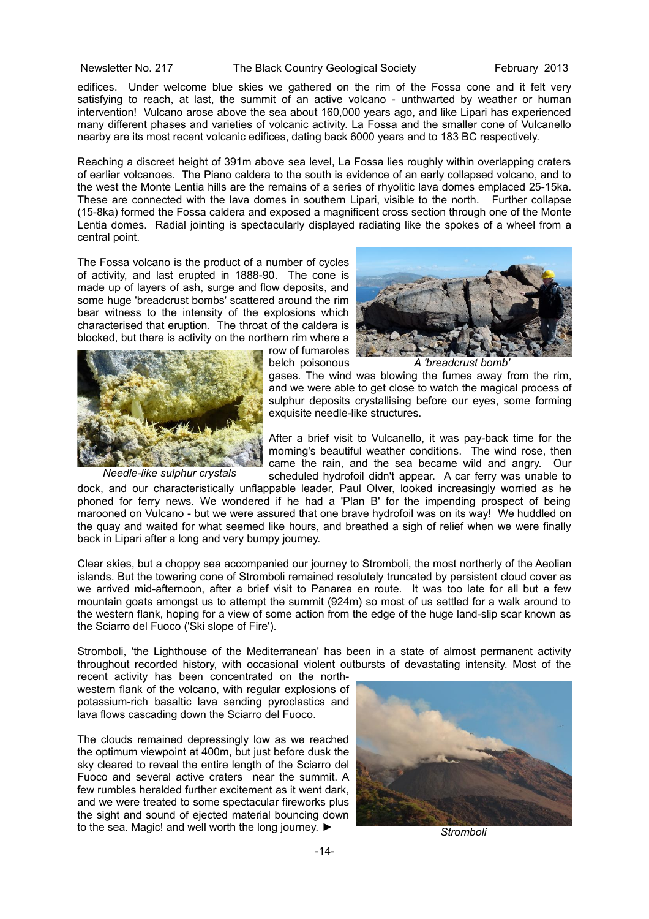edifices. Under welcome blue skies we gathered on the rim of the Fossa cone and it felt very satisfying to reach, at last, the summit of an active volcano - unthwarted by weather or human intervention! Vulcano arose above the sea about 160,000 years ago, and like Lipari has experienced many different phases and varieties of volcanic activity. La Fossa and the smaller cone of Vulcanello nearby are its most recent volcanic edifices, dating back 6000 years and to 183 BC respectively.

Reaching a discreet height of 391m above sea level, La Fossa lies roughly within overlapping craters of earlier volcanoes. The Piano caldera to the south is evidence of an early collapsed volcano, and to the west the Monte Lentia hills are the remains of a series of rhyolitic lava domes emplaced 25-15ka. These are connected with the lava domes in southern Lipari, visible to the north. Further collapse (15-8ka) formed the Fossa caldera and exposed a magnificent cross section through one of the Monte Lentia domes. Radial jointing is spectacularly displayed radiating like the spokes of a wheel from a central point.

The Fossa volcano is the product of a number of cycles of activity, and last erupted in 1888-90. The cone is made up of layers of ash, surge and flow deposits, and some huge 'breadcrust bombs' scattered around the rim bear witness to the intensity of the explosions which characterised that eruption. The throat of the caldera is blocked, but there is activity on the northern rim where a row of fumaroles belch poisonous gases. The wind was blowing the fumes away from the rim, and we were able to get close to watch the magical process of sulphur deposits crystallising before our eyes, some forming exquisite needle-like structures.

*A 'breadcrust bomb'*

*Needle-like sulphur crystals*

After a brief visit to Vulcanello, it was pay-back time for the morning's beautiful weather conditions. The wind rose, then came the rain, and the sea became wild and angry. Our scheduled hydrofoil didn't appear. A car ferry was unable to dock, and our characteristically unflappable leader, Paul Olver, looked increasingly worried as he phoned for ferry news. We wondered if he had a 'Plan B' for the impending prospect of being marooned on Vulcano - but we were assured that one brave hydrofoil was on its way! We huddled on the quay and waited for what seemed like hours, and breathed a sigh of relief when we were finally back in Lipari after a long and very bumpy journey.

Clear skies, but a choppy sea accompanied our journey to Stromboli, the most northerly of the Aeolian islands. But the towering cone of Stromboli remained resolutely truncated by persistent cloud cover as we arrived mid-afternoon, after a brief visit to Panarea en route. It was too late for all but a few mountain goats amongst us to attempt the summit (924m) so most of us settled for a walk around to the western flank, hoping for a view of some action from the edge of the huge land-slip scar known as the Sciarro del Fuoco ('Ski slope of Fire').

Stromboli, 'the Lighthouse of the Mediterranean' has been in a state of almost permanent activity throughout recorded history, with occasional violent outbursts of devastating intensity. Most of the recent activity has been concentrated on the north-western flank of the volcano, with regular explosions of potassium-rich basaltic lava sending pyroclastics and lava flows cascading down the Sciarro del Fuoco.

The clouds remained depressingly low as we reached the optimum viewpoint at 400m, but just before dusk the sky cleared to reveal the entire length of the Sciarro del Fuoco and several active craters near the summit. A few rumbles heralded further excitement as it went dark, and we were treated to some spectacular fireworks plus the sight and sound of ejected material bouncing down to the sea. Magic! and well worth the long journey. ►

*Stromboli*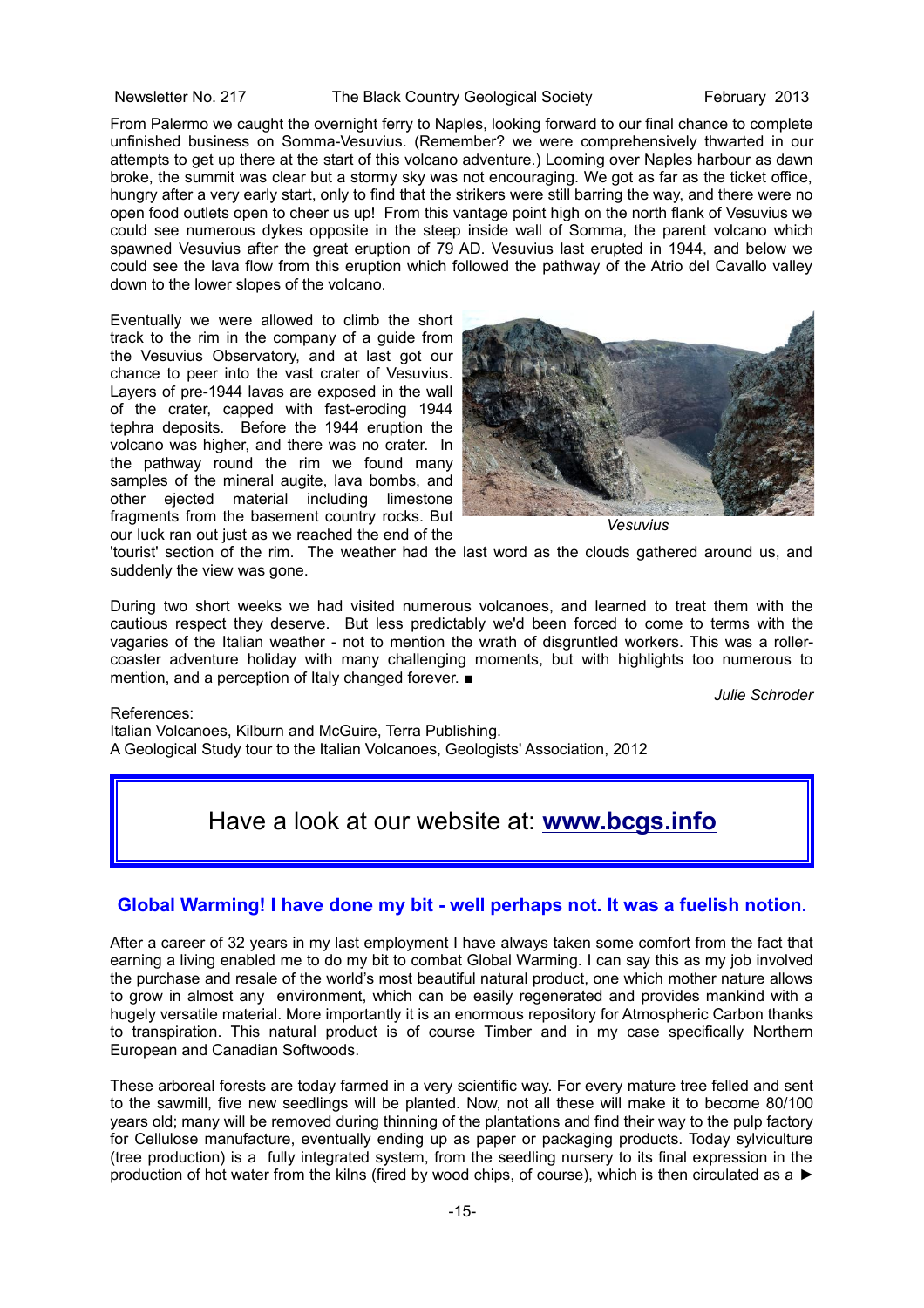From Palermo we caught the overnight ferry to Naples, looking forward to our final chance to complete unfinished business on Somma-Vesuvius. (Remember? we were comprehensively thwarted in our attempts to get up there at the start of this volcano adventure.) Looming over Naples harbour as dawn broke, the summit was clear but a stormy sky was not encouraging. We got as far as the ticket office, hungry after a very early start, only to find that the strikers were still barring the way, and there were no open food outlets open to cheer us up! From this vantage point high on the north flank of Vesuvius we could see numerous dykes opposite in the steep inside wall of Somma, the parent volcano which spawned Vesuvius after the great eruption of 79 AD. Vesuvius last erupted in 1944, and below we could see the lava flow from this eruption which followed the pathway of the Atrio del Cavallo valley down to the lower slopes of the volcano.

Eventually we were allowed to climb the short track to the rim in the company of a guide from the Vesuvius Observatory, and at last got our chance to peer into the vast crater of Vesuvius. Layers of pre-1944 lavas are exposed in the wall of the crater, capped with fast-eroding 1944 tephra deposits. Before the 1944 eruption the volcano was higher, and there was no crater. In the pathway round the rim we found many samples of the mineral augite, lava bombs, and other ejected material including limestone fragments from the basement country rocks. But our luck ran out just as we reached the end of the 'tourist' section of the rim. The weather had the last word as the clouds gathered around us, and suddenly the view was gone.

*Vesuvius*

During two short weeks we had visited numerous volcanoes, and learned to treat them with the cautious respect they deserve. But less predictably we'd been forced to come to terms with the vagaries of the Italian weather - not to mention the wrath of disgruntled workers. This was a roller-coaster adventure holiday with many challenging moments, but with highlights too numerous to mention, and a perception of Italy changed forever. ■

*Julie Schroder*

References:
Italian Volcanoes, Kilburn and McGuire, Terra Publishing.
A Geological Study tour to the Italian Volcanoes, Geologists' Association, 2012

Have a look at our website at: **www.bcgs.info**

## Global Warming! I have done my bit - well perhaps not. It was a fuelish notion.

After a career of 32 years in my last employment I have always taken some comfort from the fact that earning a living enabled me to do my bit to combat Global Warming. I can say this as my job involved the purchase and resale of the world's most beautiful natural product, one which mother nature allows to grow in almost any environment, which can be easily regenerated and provides mankind with a hugely versatile material. More importantly it is an enormous repository for Atmospheric Carbon thanks to transpiration. This natural product is of course Timber and in my case specifically Northern European and Canadian Softwoods.

These arboreal forests are today farmed in a very scientific way. For every mature tree felled and sent to the sawmill, five new seedlings will be planted. Now, not all these will make it to become 80/100 years old; many will be removed during thinning of the plantations and find their way to the pulp factory for Cellulose manufacture, eventually ending up as paper or packaging products. Today sylviculture (tree production) is a fully integrated system, from the seedling nursery to its final expression in the production of hot water from the kilns (fired by wood chips, of course), which is then circulated as a ►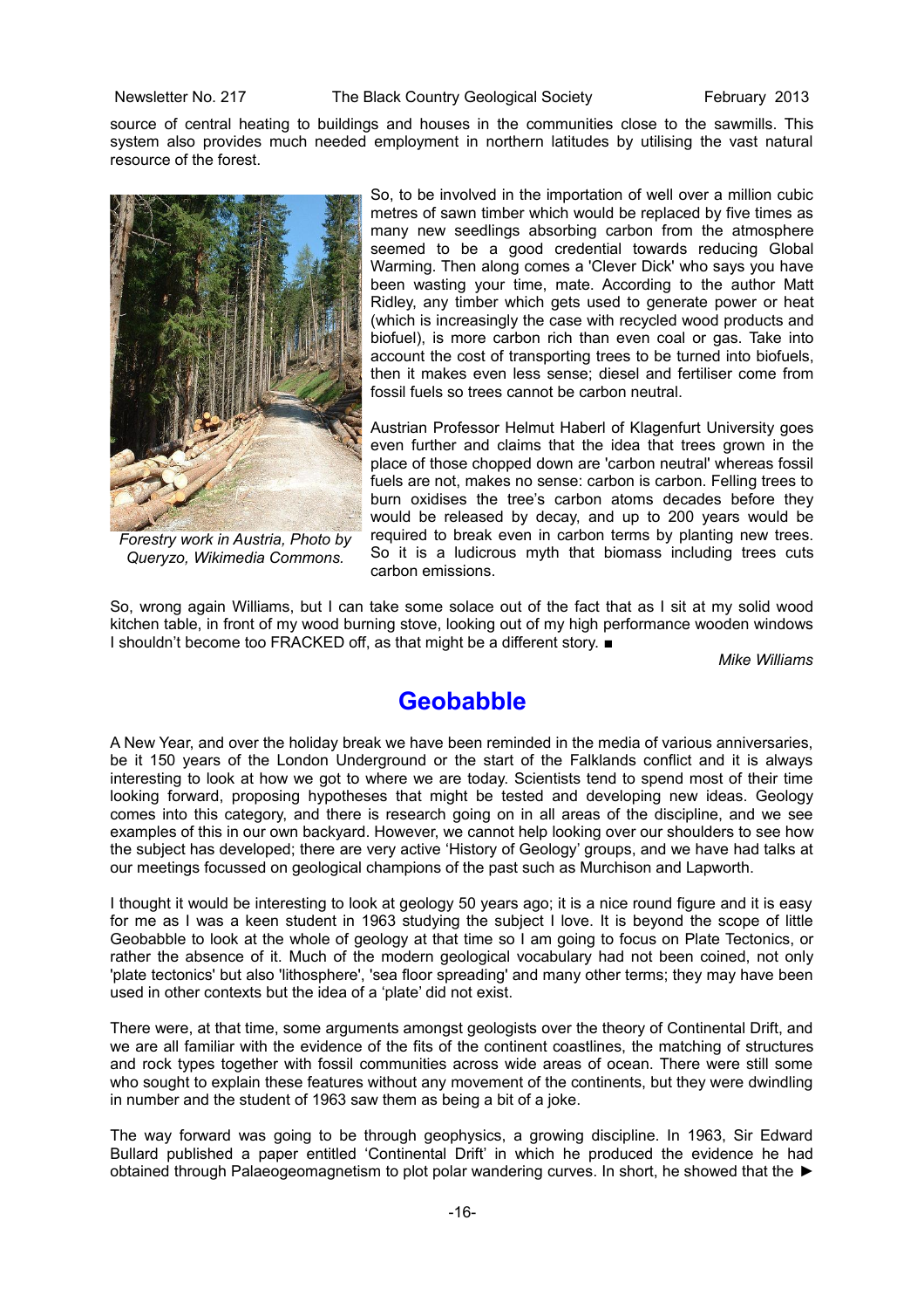source of central heating to buildings and houses in the communities close to the sawmills. This system also provides much needed employment in northern latitudes by utilising the vast natural resource of the forest.

*Forestry work in Austria, Photo by Queryzo, Wikimedia Commons.*

So, to be involved in the importation of well over a million cubic metres of sawn timber which would be replaced by five times as many new seedlings absorbing carbon from the atmosphere seemed to be a good credential towards reducing Global Warming. Then along comes a 'Clever Dick' who says you have been wasting your time, mate. According to the author Matt Ridley, any timber which gets used to generate power or heat (which is increasingly the case with recycled wood products and biofuel), is more carbon rich than even coal or gas. Take into account the cost of transporting trees to be turned into biofuels, then it makes even less sense; diesel and fertiliser come from fossil fuels so trees cannot be carbon neutral.

Austrian Professor Helmut Haberl of Klagenfurt University goes even further and claims that the idea that trees grown in the place of those chopped down are 'carbon neutral' whereas fossil fuels are not, makes no sense: carbon is carbon. Felling trees to burn oxidises the tree's carbon atoms decades before they would be released by decay, and up to 200 years would be required to break even in carbon terms by planting new trees. So it is a ludicrous myth that biomass including trees cuts carbon emissions.

So, wrong again Williams, but I can take some solace out of the fact that as I sit at my solid wood kitchen table, in front of my wood burning stove, looking out of my high performance wooden windows I shouldn't become too FRACKED off, as that might be a different story. ■

*Mike Williams*

# Geobabble

A New Year, and over the holiday break we have been reminded in the media of various anniversaries, be it 150 years of the London Underground or the start of the Falklands conflict and it is always interesting to look at how we got to where we are today. Scientists tend to spend most of their time looking forward, proposing hypotheses that might be tested and developing new ideas. Geology comes into this category, and there is research going on in all areas of the discipline, and we see examples of this in our own backyard. However, we cannot help looking over our shoulders to see how the subject has developed; there are very active 'History of Geology' groups, and we have had talks at our meetings focussed on geological champions of the past such as Murchison and Lapworth.

I thought it would be interesting to look at geology 50 years ago; it is a nice round figure and it is easy for me as I was a keen student in 1963 studying the subject I love. It is beyond the scope of little Geobabble to look at the whole of geology at that time so I am going to focus on Plate Tectonics, or rather the absence of it. Much of the modern geological vocabulary had not been coined, not only 'plate tectonics' but also 'lithosphere', 'sea floor spreading' and many other terms; they may have been used in other contexts but the idea of a 'plate' did not exist.

There were, at that time, some arguments amongst geologists over the theory of Continental Drift, and we are all familiar with the evidence of the fits of the continent coastlines, the matching of structures and rock types together with fossil communities across wide areas of ocean. There were still some who sought to explain these features without any movement of the continents, but they were dwindling in number and the student of 1963 saw them as being a bit of a joke.

The way forward was going to be through geophysics, a growing discipline. In 1963, Sir Edward Bullard published a paper entitled 'Continental Drift' in which he produced the evidence he had obtained through Palaeogeomagnetism to plot polar wandering curves. In short, he showed that the ►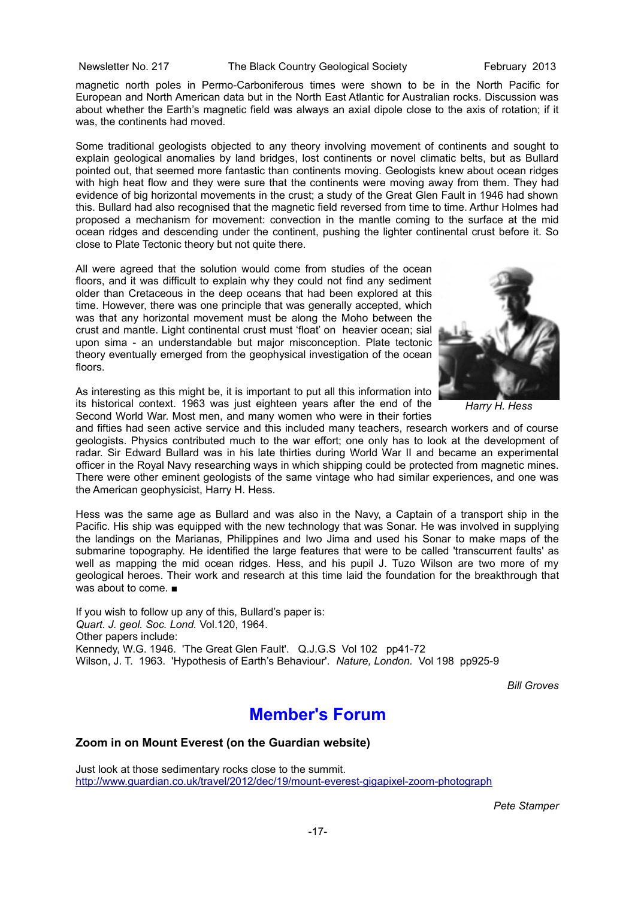magnetic north poles in Permo-Carboniferous times were shown to be in the North Pacific for European and North American data but in the North East Atlantic for Australian rocks. Discussion was about whether the Earth's magnetic field was always an axial dipole close to the axis of rotation; if it was, the continents had moved.

Some traditional geologists objected to any theory involving movement of continents and sought to explain geological anomalies by land bridges, lost continents or novel climatic belts, but as Bullard pointed out, that seemed more fantastic than continents moving. Geologists knew about ocean ridges with high heat flow and they were sure that the continents were moving away from them. They had evidence of big horizontal movements in the crust; a study of the Great Glen Fault in 1946 had shown this. Bullard had also recognised that the magnetic field reversed from time to time. Arthur Holmes had proposed a mechanism for movement: convection in the mantle coming to the surface at the mid ocean ridges and descending under the continent, pushing the lighter continental crust before it. So close to Plate Tectonic theory but not quite there.

All were agreed that the solution would come from studies of the ocean floors, and it was difficult to explain why they could not find any sediment older than Cretaceous in the deep oceans that had been explored at this time. However, there was one principle that was generally accepted, which was that any horizontal movement must be along the Moho between the crust and mantle. Light continental crust must 'float' on heavier ocean; sial upon sima - an understandable but major misconception. Plate tectonic theory eventually emerged from the geophysical investigation of the ocean floors.

*Harry H. Hess*

As interesting as this might be, it is important to put all this information into its historical context. 1963 was just eighteen years after the end of the Second World War. Most men, and many women who were in their forties and fifties had seen active service and this included many teachers, research workers and of course geologists. Physics contributed much to the war effort; one only has to look at the development of radar. Sir Edward Bullard was in his late thirties during World War II and became an experimental officer in the Royal Navy researching ways in which shipping could be protected from magnetic mines. There were other eminent geologists of the same vintage who had similar experiences, and one was the American geophysicist, Harry H. Hess.

Hess was the same age as Bullard and was also in the Navy, a Captain of a transport ship in the Pacific. His ship was equipped with the new technology that was Sonar. He was involved in supplying the landings on the Marianas, Philippines and Iwo Jima and used his Sonar to make maps of the submarine topography. He identified the large features that were to be called 'transcurrent faults' as well as mapping the mid ocean ridges. Hess, and his pupil J. Tuzo Wilson are two more of my geological heroes. Their work and research at this time laid the foundation for the breakthrough that was about to come. ■

If you wish to follow up any of this, Bullard's paper is:
*Quart. J. geol. Soc. Lond.* Vol.120, 1964.
Other papers include:
Kennedy, W.G. 1946. 'The Great Glen Fault'. Q.J.G.S Vol 102 pp41-72
Wilson, J. T. 1963. 'Hypothesis of Earth's Behaviour'. *Nature, London.* Vol 198 pp925-9

*Bill Groves*

# Member's Forum

**Zoom in on Mount Everest (on the Guardian website)**

Just look at those sedimentary rocks close to the summit.
http://www.guardian.co.uk/travel/2012/dec/19/mount-everest-gigapixel-zoom-photograph

*Pete Stamper*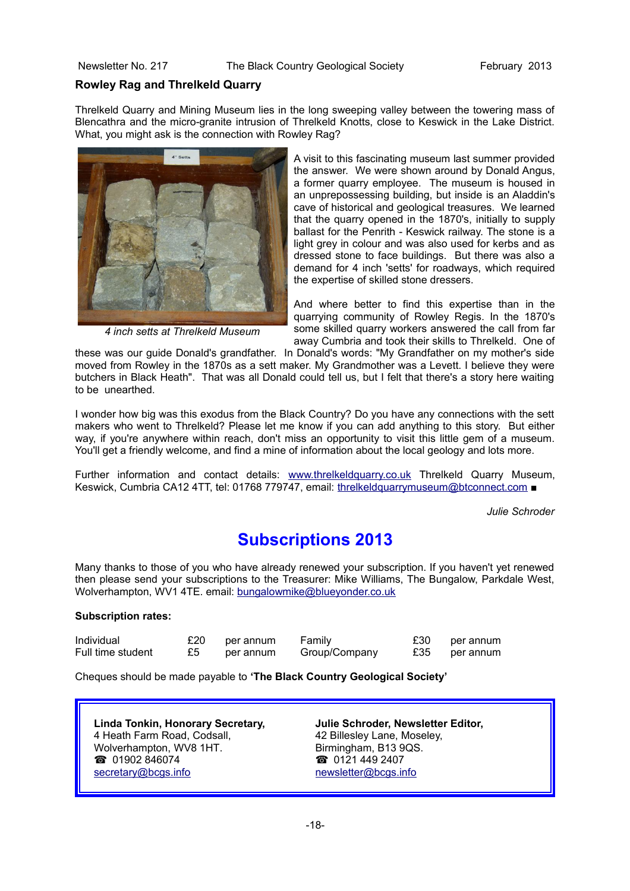## Rowley Rag and Threlkeld Quarry

Threlkeld Quarry and Mining Museum lies in the long sweeping valley between the towering mass of Blencathra and the micro-granite intrusion of Threlkeld Knotts, close to Keswick in the Lake District. What, you might ask is the connection with Rowley Rag?

*4 inch setts at Threlkeld Museum*

A visit to this fascinating museum last summer provided the answer. We were shown around by Donald Angus, a former quarry employee. The museum is housed in an unprepossessing building, but inside is an Aladdin's cave of historical and geological treasures. We learned that the quarry opened in the 1870's, initially to supply ballast for the Penrith - Keswick railway. The stone is a light grey in colour and was also used for kerbs and as dressed stone to face buildings. But there was also a demand for 4 inch 'setts' for roadways, which required the expertise of skilled stone dressers.

And where better to find this expertise than in the quarrying community of Rowley Regis. In the 1870's some skilled quarry workers answered the call from far away Cumbria and took their skills to Threlkeld. One of these was our guide Donald's grandfather. In Donald's words: "My Grandfather on my mother's side moved from Rowley in the 1870s as a sett maker. My Grandmother was a Levett. I believe they were butchers in Black Heath". That was all Donald could tell us, but I felt that there's a story here waiting to be unearthed.

I wonder how big was this exodus from the Black Country? Do you have any connections with the sett makers who went to Threlkeld? Please let me know if you can add anything to this story. But either way, if you're anywhere within reach, don't miss an opportunity to visit this little gem of a museum. You'll get a friendly welcome, and find a mine of information about the local geology and lots more.

Further information and contact details: www.threlkeldquarry.co.uk Threlkeld Quarry Museum, Keswick, Cumbria CA12 4TT, tel: 01768 779747, email: threlkeldquarrymuseum@btconnect.com ■

*Julie Schroder*

# Subscriptions 2013

Many thanks to those of you who have already renewed your subscription. If you haven't yet renewed then please send your subscriptions to the Treasurer: Mike Williams, The Bungalow, Parkdale West, Wolverhampton, WV1 4TE. email: bungalowmike@blueyonder.co.uk

**Subscription rates:**

| | | | | | |
|---|---|---|---|---|---|
| Individual | £20 | per annum | Family | £30 | per annum |
| Full time student | £5 | per annum | Group/Company | £35 | per annum |

Cheques should be made payable to **'The Black Country Geological Society'**

**Linda Tonkin, Honorary Secretary,**
4 Heath Farm Road, Codsall,
Wolverhampton, WV8 1HT.
☎ 01902 846074
secretary@bcgs.info

**Julie Schroder, Newsletter Editor,**
42 Billesley Lane, Moseley,
Birmingham, B13 9QS.
☎ 0121 449 2407
newsletter@bcgs.info